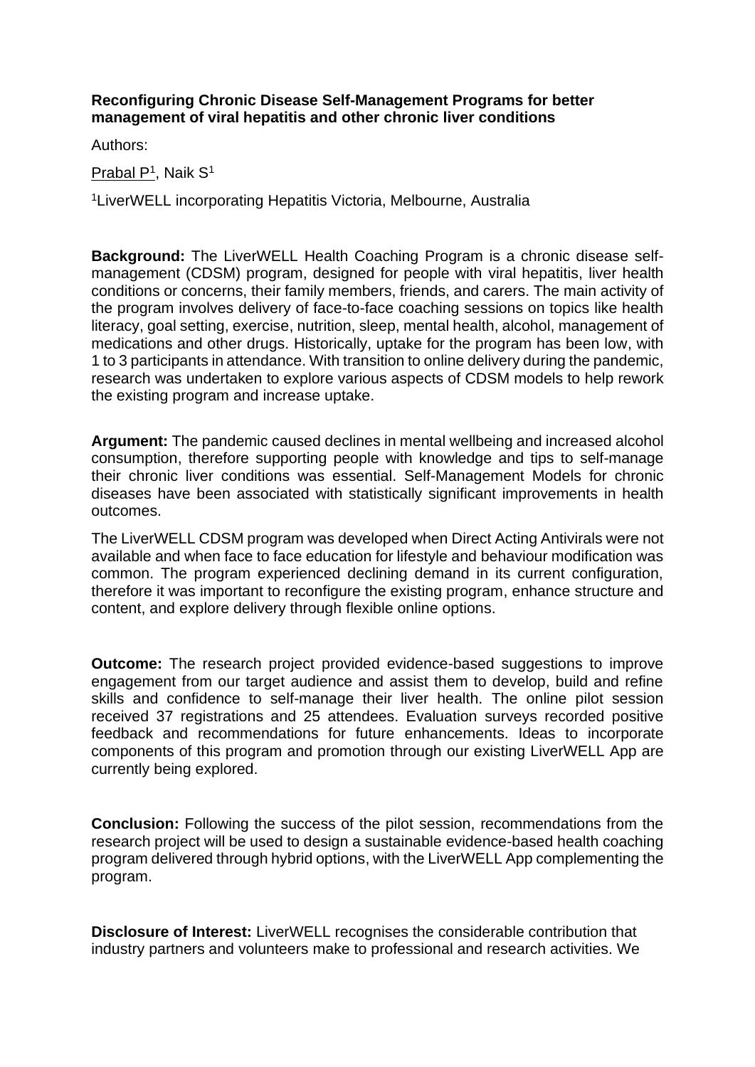**Reconfiguring Chronic Disease Self-Management Programs for better management of viral hepatitis and other chronic liver conditions**

Authors:

<u>Prabal P</u>[1], Naik S[1]

[1]LiverWELL incorporating Hepatitis Victoria, Melbourne, Australia

**Background:** The LiverWELL Health Coaching Program is a chronic disease self-management (CDSM) program, designed for people with viral hepatitis, liver health conditions or concerns, their family members, friends, and carers. The main activity of the program involves delivery of face-to-face coaching sessions on topics like health literacy, goal setting, exercise, nutrition, sleep, mental health, alcohol, management of medications and other drugs. Historically, uptake for the program has been low, with 1 to 3 participants in attendance. With transition to online delivery during the pandemic, research was undertaken to explore various aspects of CDSM models to help rework the existing program and increase uptake.

**Argument:** The pandemic caused declines in mental wellbeing and increased alcohol consumption, therefore supporting people with knowledge and tips to self-manage their chronic liver conditions was essential. Self-Management Models for chronic diseases have been associated with statistically significant improvements in health outcomes.

The LiverWELL CDSM program was developed when Direct Acting Antivirals were not available and when face to face education for lifestyle and behaviour modification was common. The program experienced declining demand in its current configuration, therefore it was important to reconfigure the existing program, enhance structure and content, and explore delivery through flexible online options.

**Outcome:** The research project provided evidence-based suggestions to improve engagement from our target audience and assist them to develop, build and refine skills and confidence to self-manage their liver health. The online pilot session received 37 registrations and 25 attendees. Evaluation surveys recorded positive feedback and recommendations for future enhancements. Ideas to incorporate components of this program and promotion through our existing LiverWELL App are currently being explored.

**Conclusion:** Following the success of the pilot session, recommendations from the research project will be used to design a sustainable evidence-based health coaching program delivered through hybrid options, with the LiverWELL App complementing the program.

**Disclosure of Interest:** LiverWELL recognises the considerable contribution that industry partners and volunteers make to professional and research activities. We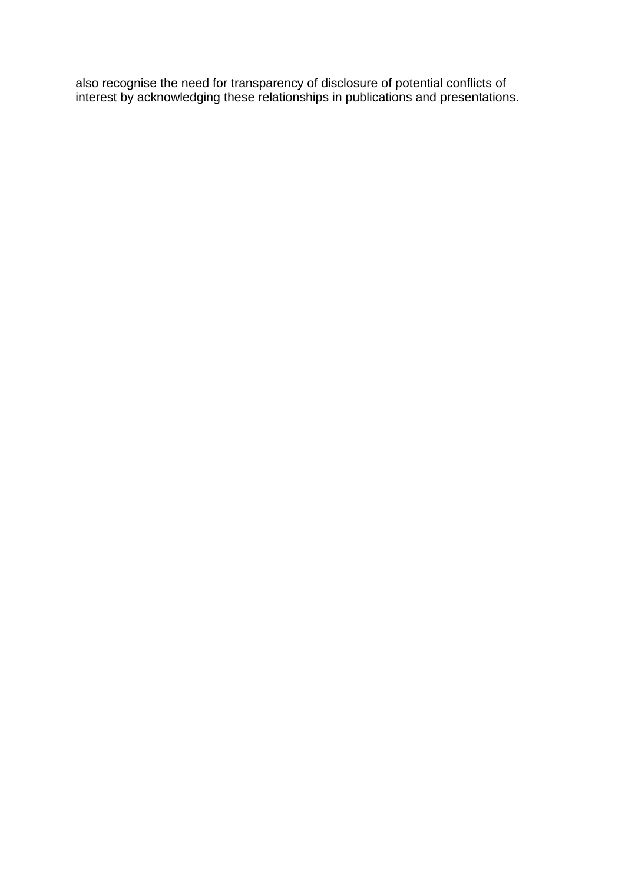also recognise the need for transparency of disclosure of potential conflicts of interest by acknowledging these relationships in publications and presentations.